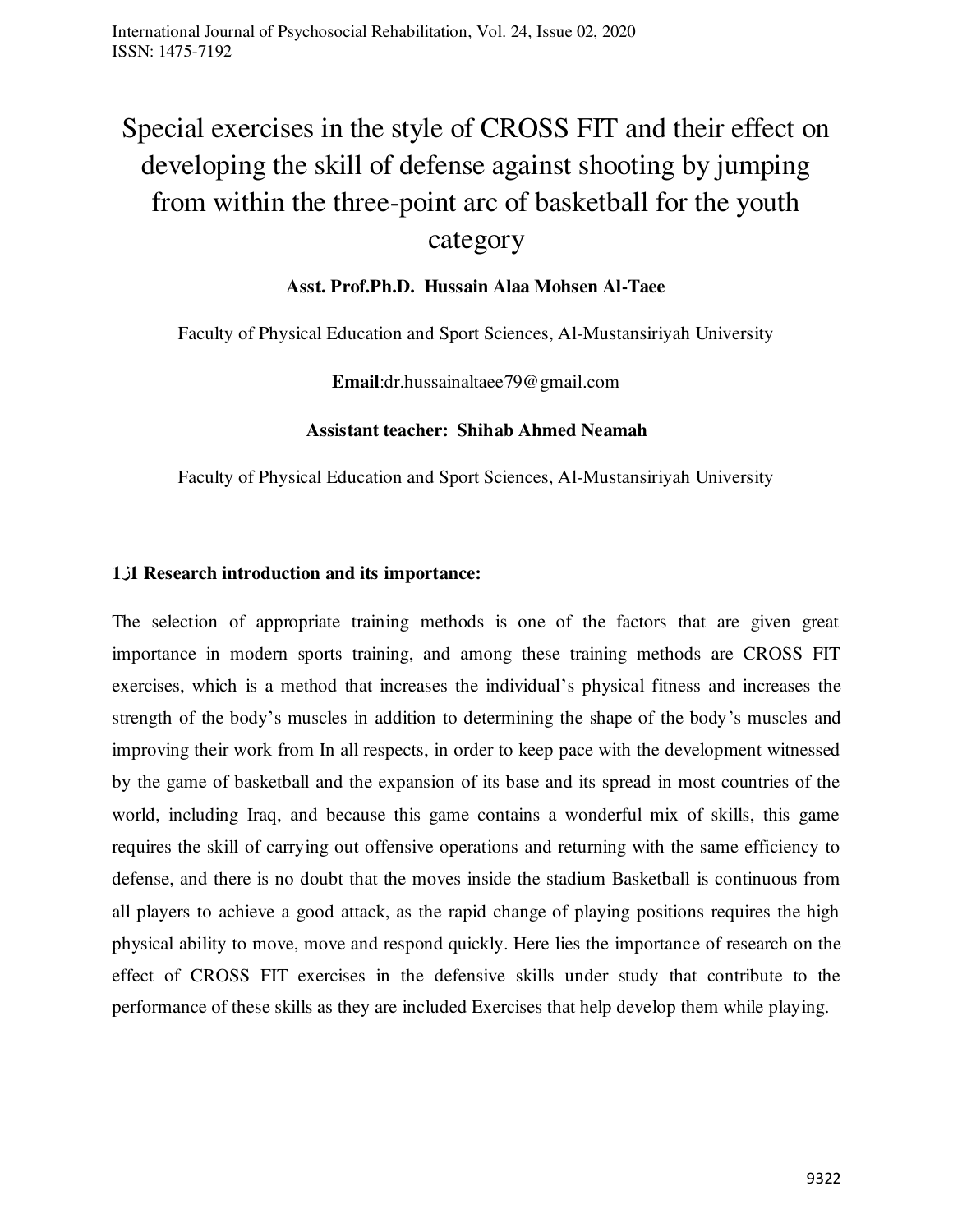# Special exercises in the style of CROSS FIT and their effect on developing the skill of defense against shooting by jumping from within the three-point arc of basketball for the youth category

**Asst. Prof.Ph.D. Hussain Alaa Mohsen Al-Taee**

Faculty of Physical Education and Sport Sciences, Al-Mustansiriyah University

**Email**:dr.hussainaltaee79@gmail.com

**Assistant teacher: Shihab Ahmed Neamah**

Faculty of Physical Education and Sport Sciences, Al-Mustansiriyah University

### 1.1 Research introduction and its importance:

The selection of appropriate training methods is one of the factors that are given great importance in modern sports training, and among these training methods are CROSS FIT exercises, which is a method that increases the individual's physical fitness and increases the strength of the body's muscles in addition to determining the shape of the body's muscles and improving their work from In all respects, in order to keep pace with the development witnessed by the game of basketball and the expansion of its base and its spread in most countries of the world, including Iraq, and because this game contains a wonderful mix of skills, this game requires the skill of carrying out offensive operations and returning with the same efficiency to defense, and there is no doubt that the moves inside the stadium Basketball is continuous from all players to achieve a good attack, as the rapid change of playing positions requires the high physical ability to move, move and respond quickly. Here lies the importance of research on the effect of CROSS FIT exercises in the defensive skills under study that contribute to the performance of these skills as they are included Exercises that help develop them while playing.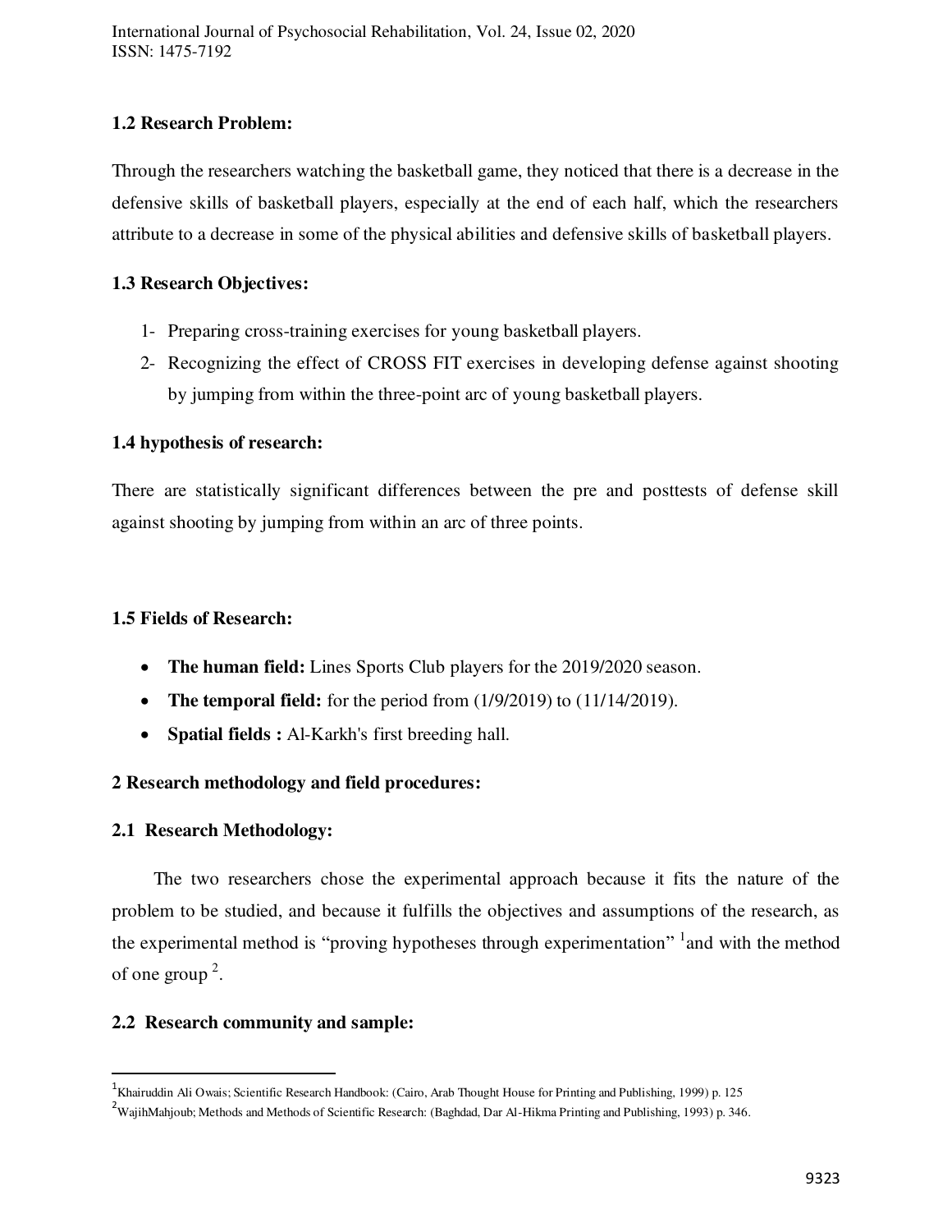### 1.2 Research Problem:

Through the researchers watching the basketball game, they noticed that there is a decrease in the defensive skills of basketball players, especially at the end of each half, which the researchers attribute to a decrease in some of the physical abilities and defensive skills of basketball players.

### 1.3 Research Objectives:

1- Preparing cross-training exercises for young basketball players.
2- Recognizing the effect of CROSS FIT exercises in developing defense against shooting by jumping from within the three-point arc of young basketball players.

### 1.4 hypothesis of research:

There are statistically significant differences between the pre and posttests of defense skill against shooting by jumping from within an arc of three points.

### 1.5 Fields of Research:

- **The human field:** Lines Sports Club players for the 2019/2020 season.
- **The temporal field:** for the period from (1/9/2019) to (11/14/2019).
- **Spatial fields :** Al-Karkh's first breeding hall.

## 2 Research methodology and field procedures:

### 2.1 Research Methodology:

The two researchers chose the experimental approach because it fits the nature of the problem to be studied, and because it fulfills the objectives and assumptions of the research, as the experimental method is "proving hypotheses through experimentation" [1] and with the method of one group [2].

### 2.2 Research community and sample:

---

[1] Khairuddin Ali Owais; Scientific Research Handbook: (Cairo, Arab Thought House for Printing and Publishing, 1999) p. 125

[2] WajihMahjoub; Methods and Methods of Scientific Research: (Baghdad, Dar Al-Hikma Printing and Publishing, 1993) p. 346.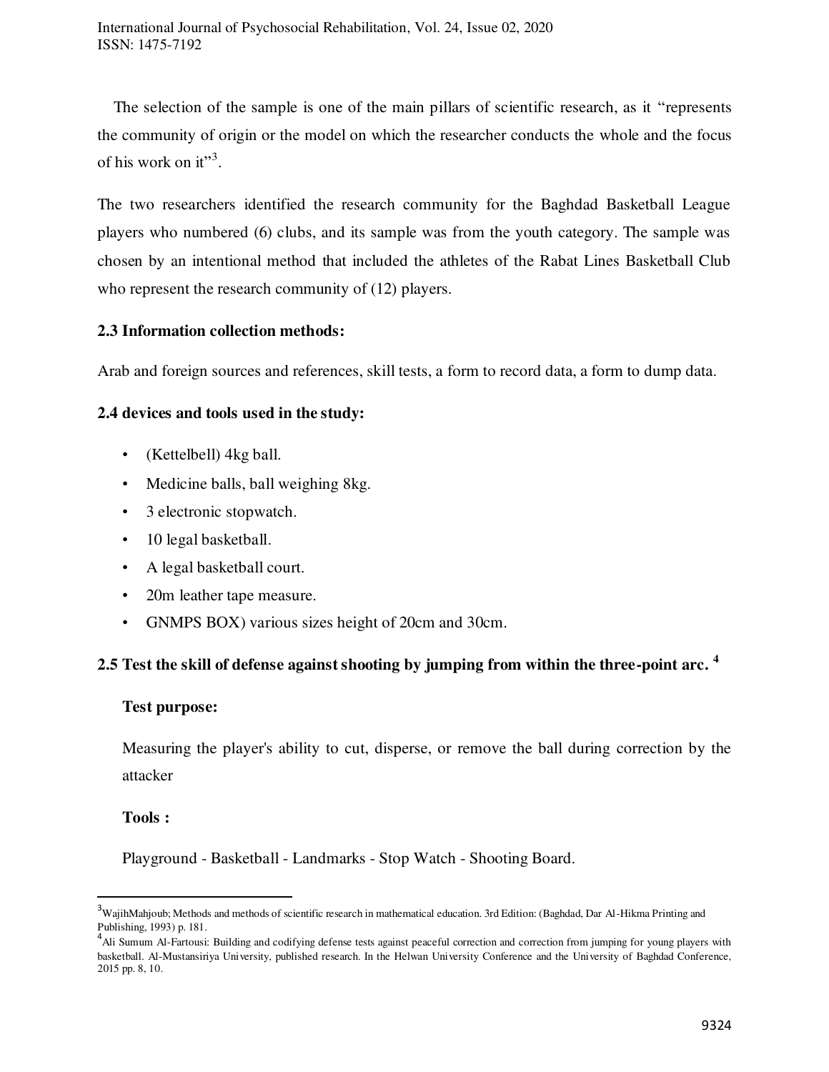The selection of the sample is one of the main pillars of scientific research, as it "represents the community of origin or the model on which the researcher conducts the whole and the focus of his work on it"[3].

The two researchers identified the research community for the Baghdad Basketball League players who numbered (6) clubs, and its sample was from the youth category. The sample was chosen by an intentional method that included the athletes of the Rabat Lines Basketball Club who represent the research community of (12) players.

### 2.3 Information collection methods:

Arab and foreign sources and references, skill tests, a form to record data, a form to dump data.

### 2.4 devices and tools used in the study:

- (Kettelbell) 4kg ball.
- Medicine balls, ball weighing 8kg.
- 3 electronic stopwatch.
- 10 legal basketball.
- A legal basketball court.
- 20m leather tape measure.
- GNMPS BOX) various sizes height of 20cm and 30cm.

### 2.5 Test the skill of defense against shooting by jumping from within the three-point arc. [4]

**Test purpose:**

Measuring the player's ability to cut, disperse, or remove the ball during correction by the attacker

**Tools :**

Playground - Basketball - Landmarks - Stop Watch - Shooting Board.

---

[3] WajihMahjoub; Methods and methods of scientific research in mathematical education. 3rd Edition: (Baghdad, Dar Al-Hikma Printing and Publishing, 1993) p. 181.

[4] Ali Sumum Al-Fartousi: Building and codifying defense tests against peaceful correction and correction from jumping for young players with basketball. Al-Mustansiriya University, published research. In the Helwan University Conference and the University of Baghdad Conference, 2015 pp. 8, 10.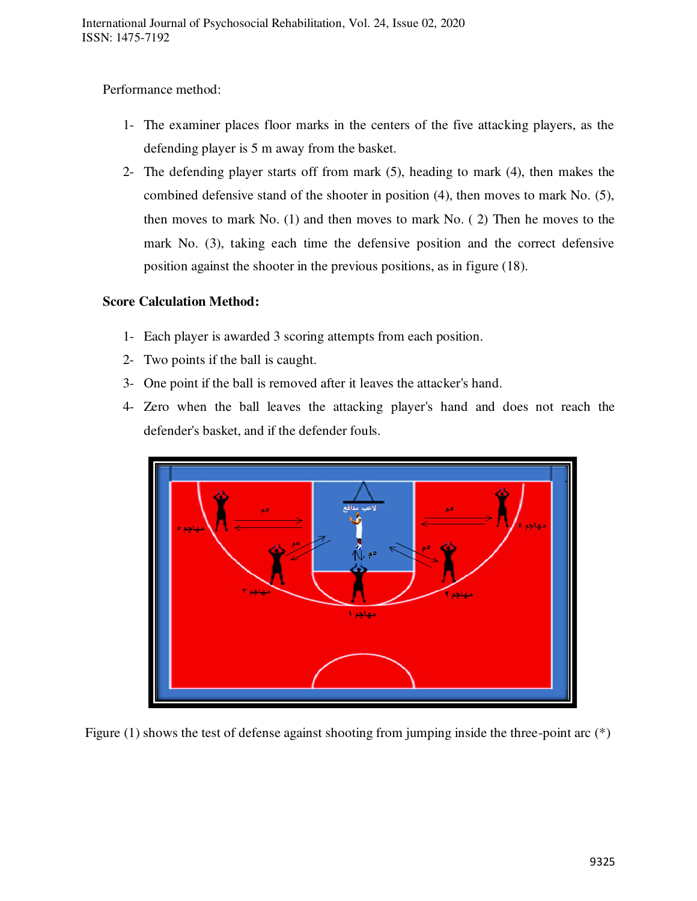Performance method:

1- The examiner places floor marks in the centers of the five attacking players, as the defending player is 5 m away from the basket.
2- The defending player starts off from mark (5), heading to mark (4), then makes the combined defensive stand of the shooter in position (4), then moves to mark No. (5), then moves to mark No. (1) and then moves to mark No. ( 2) Then he moves to the mark No. (3), taking each time the defensive position and the correct defensive position against the shooter in the previous positions, as in figure (18).

**Score Calculation Method:**

1- Each player is awarded 3 scoring attempts from each position.
2- Two points if the ball is caught.
3- One point if the ball is removed after it leaves the attacker's hand.
4- Zero when the ball leaves the attacking player's hand and does not reach the defender's basket, and if the defender fouls.

Figure (1) shows the test of defense against shooting from jumping inside the three-point arc (*)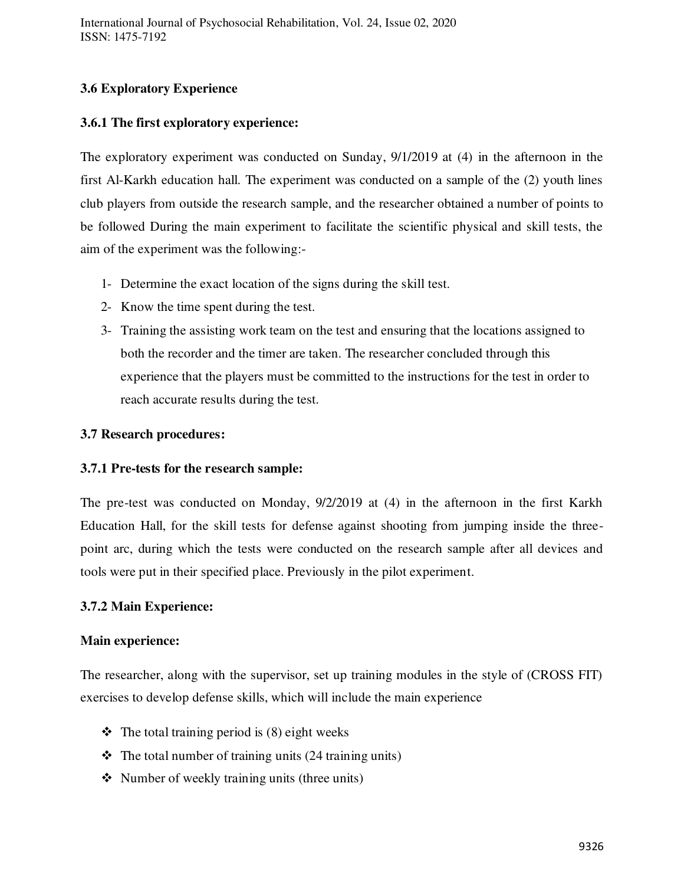### 3.6 Exploratory Experience

#### 3.6.1 The first exploratory experience:

The exploratory experiment was conducted on Sunday, 9/1/2019 at (4) in the afternoon in the first Al-Karkh education hall. The experiment was conducted on a sample of the (2) youth lines club players from outside the research sample, and the researcher obtained a number of points to be followed During the main experiment to facilitate the scientific physical and skill tests, the aim of the experiment was the following:-

1- Determine the exact location of the signs during the skill test.
2- Know the time spent during the test.
3- Training the assisting work team on the test and ensuring that the locations assigned to both the recorder and the timer are taken. The researcher concluded through this experience that the players must be committed to the instructions for the test in order to reach accurate results during the test.

### 3.7 Research procedures:

#### 3.7.1 Pre-tests for the research sample:

The pre-test was conducted on Monday, 9/2/2019 at (4) in the afternoon in the first Karkh Education Hall, for the skill tests for defense against shooting from jumping inside the three-point arc, during which the tests were conducted on the research sample after all devices and tools were put in their specified place. Previously in the pilot experiment.

#### 3.7.2 Main Experience:

**Main experience:**

The researcher, along with the supervisor, set up training modules in the style of (CROSS FIT) exercises to develop defense skills, which will include the main experience

- The total training period is (8) eight weeks
- The total number of training units (24 training units)
- Number of weekly training units (three units)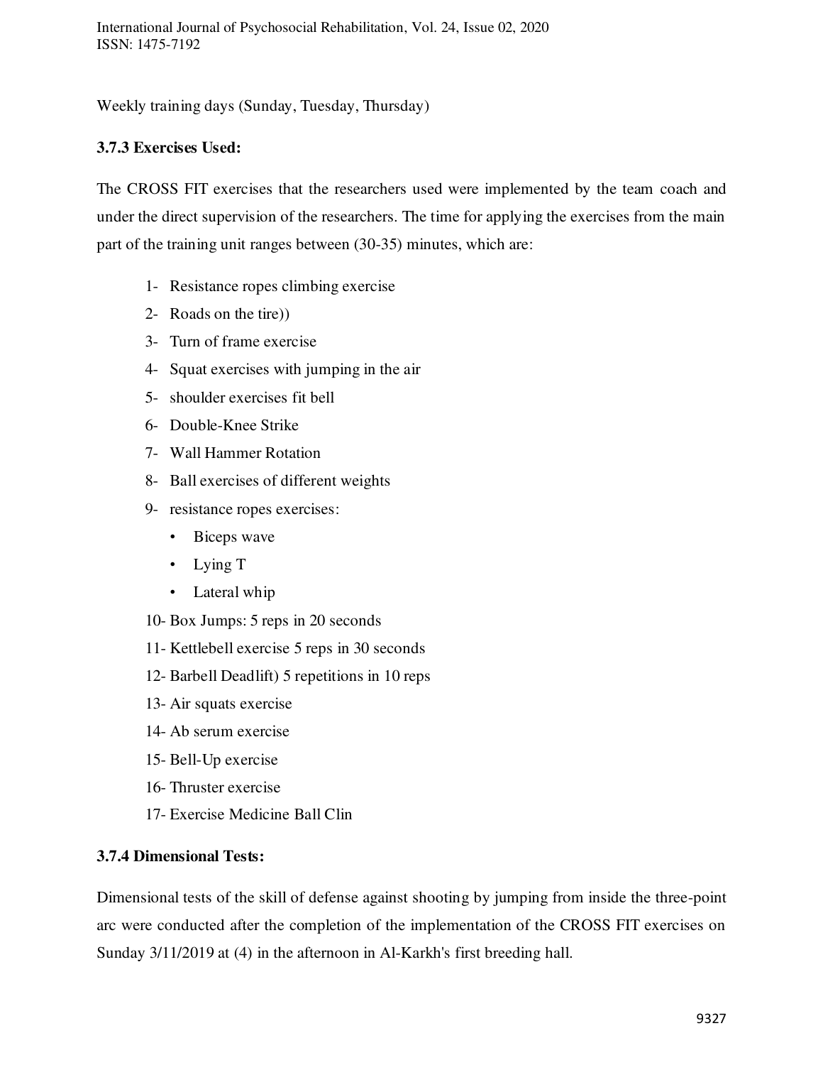Weekly training days (Sunday, Tuesday, Thursday)

### 3.7.3 Exercises Used:

The CROSS FIT exercises that the researchers used were implemented by the team coach and under the direct supervision of the researchers. The time for applying the exercises from the main part of the training unit ranges between (30-35) minutes, which are:

1- Resistance ropes climbing exercise
2- Roads on the tire))
3- Turn of frame exercise
4- Squat exercises with jumping in the air
5- shoulder exercises fit bell
6- Double-Knee Strike
7- Wall Hammer Rotation
8- Ball exercises of different weights
9- resistance ropes exercises:
   - Biceps wave
   - Lying T
   - Lateral whip
10- Box Jumps: 5 reps in 20 seconds
11- Kettlebell exercise 5 reps in 30 seconds
12- Barbell Deadlift) 5 repetitions in 10 reps
13- Air squats exercise
14- Ab serum exercise
15- Bell-Up exercise
16- Thruster exercise
17- Exercise Medicine Ball Clin

### 3.7.4 Dimensional Tests:

Dimensional tests of the skill of defense against shooting by jumping from inside the three-point arc were conducted after the completion of the implementation of the CROSS FIT exercises on Sunday 3/11/2019 at (4) in the afternoon in Al-Karkh's first breeding hall.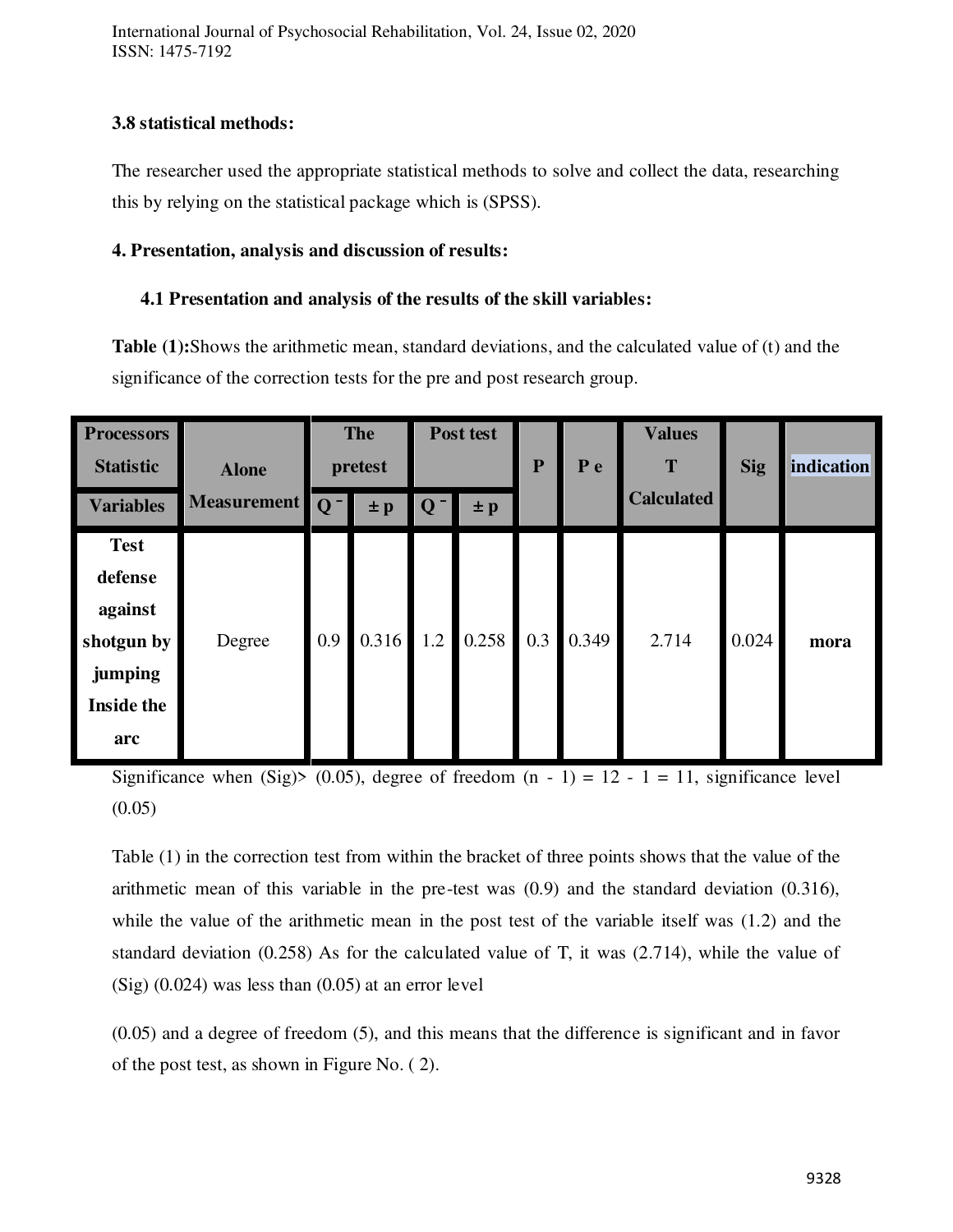**3.8 statistical methods:**

The researcher used the appropriate statistical methods to solve and collect the data, researching this by relying on the statistical package which is (SPSS).

## 4. Presentation, analysis and discussion of results:

### 4.1 Presentation and analysis of the results of the skill variables:

**Table (1):** Shows the arithmetic mean, standard deviations, and the calculated value of (t) and the significance of the correction tests for the pre and post research group.

| Processors Statistic / Variables | Alone Measurement | The pretest | | Post test | | P | P e | Values T Calculated | Sig | indication |
|---|---|---|---|---|---|---|---|---|---|---|
| | | Q ⁻ | ± p | Q ⁻ | ± p | | | | | |
| Test defense against shotgun by jumping Inside the arc | Degree | 0.9 | 0.316 | 1.2 | 0.258 | 0.3 | 0.349 | 2.714 | 0.024 | **mora** |

Significance when (Sig)> (0.05), degree of freedom (n - 1) = 12 - 1 = 11, significance level (0.05)

Table (1) in the correction test from within the bracket of three points shows that the value of the arithmetic mean of this variable in the pre-test was (0.9) and the standard deviation (0.316), while the value of the arithmetic mean in the post test of the variable itself was (1.2) and the standard deviation (0.258) As for the calculated value of T, it was (2.714), while the value of (Sig) (0.024) was less than (0.05) at an error level

(0.05) and a degree of freedom (5), and this means that the difference is significant and in favor of the post test, as shown in Figure No. ( 2).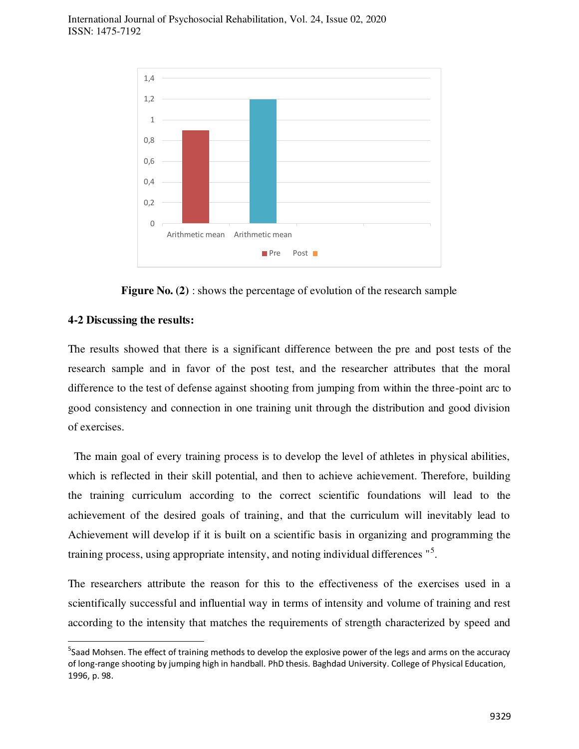**Figure No. (2)** : shows the percentage of evolution of the research sample

### 4-2 Discussing the results:

The results showed that there is a significant difference between the pre and post tests of the research sample and in favor of the post test, and the researcher attributes that the moral difference to the test of defense against shooting from jumping from within the three-point arc to good consistency and connection in one training unit through the distribution and good division of exercises.

The main goal of every training process is to develop the level of athletes in physical abilities, which is reflected in their skill potential, and then to achieve achievement. Therefore, building the training curriculum according to the correct scientific foundations will lead to the achievement of the desired goals of training, and that the curriculum will inevitably lead to Achievement will develop if it is built on a scientific basis in organizing and programming the training process, using appropriate intensity, and noting individual differences "[5].

The researchers attribute the reason for this to the effectiveness of the exercises used in a scientifically successful and influential way in terms of intensity and volume of training and rest according to the intensity that matches the requirements of strength characterized by speed and

[5] Saad Mohsen. The effect of training methods to develop the explosive power of the legs and arms on the accuracy of long-range shooting by jumping high in handball. PhD thesis. Baghdad University. College of Physical Education, 1996, p. 98.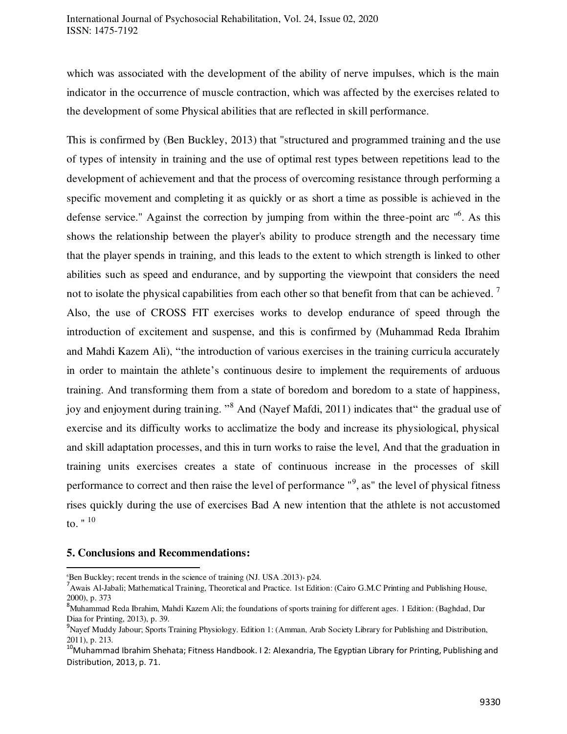which was associated with the development of the ability of nerve impulses, which is the main indicator in the occurrence of muscle contraction, which was affected by the exercises related to the development of some Physical abilities that are reflected in skill performance.

This is confirmed by (Ben Buckley, 2013) that "structured and programmed training and the use of types of intensity in training and the use of optimal rest types between repetitions lead to the development of achievement and that the process of overcoming resistance through performing a specific movement and completing it as quickly or as short a time as possible is achieved in the defense service." Against the correction by jumping from within the three-point arc "[6]. As this shows the relationship between the player's ability to produce strength and the necessary time that the player spends in training, and this leads to the extent to which strength is linked to other abilities such as speed and endurance, and by supporting the viewpoint that considers the need not to isolate the physical capabilities from each other so that benefit from that can be achieved. [7] Also, the use of CROSS FIT exercises works to develop endurance of speed through the introduction of excitement and suspense, and this is confirmed by (Muhammad Reda Ibrahim and Mahdi Kazem Ali), “the introduction of various exercises in the training curricula accurately in order to maintain the athlete’s continuous desire to implement the requirements of arduous training. And transforming them from a state of boredom and boredom to a state of happiness, joy and enjoyment during training. ”[8] And (Nayef Mafdi, 2011) indicates that“ the gradual use of exercise and its difficulty works to acclimatize the body and increase its physiological, physical and skill adaptation processes, and this in turn works to raise the level, And that the graduation in training units exercises creates a state of continuous increase in the processes of skill performance to correct and then raise the level of performance "[9], as" the level of physical fitness rises quickly during the use of exercises Bad A new intention that the athlete is not accustomed to. " [10]

## 5. Conclusions and Recommendations:

---

[6] Ben Buckley; recent trends in the science of training (NJ. USA .2013)، p24.

[7] Awais Al-Jabali; Mathematical Training, Theoretical and Practice. 1st Edition: (Cairo G.M.C Printing and Publishing House, 2000), p. 373

[8] Muhammad Reda Ibrahim, Mahdi Kazem Ali; the foundations of sports training for different ages. 1 Edition: (Baghdad, Dar Diaa for Printing, 2013), p. 39.

[9] Nayef Muddy Jabour; Sports Training Physiology. Edition 1: (Amman, Arab Society Library for Publishing and Distribution, 2011), p. 213.

[10] Muhammad Ibrahim Shehata; Fitness Handbook. I 2: Alexandria, The Egyptian Library for Printing, Publishing and Distribution, 2013, p. 71.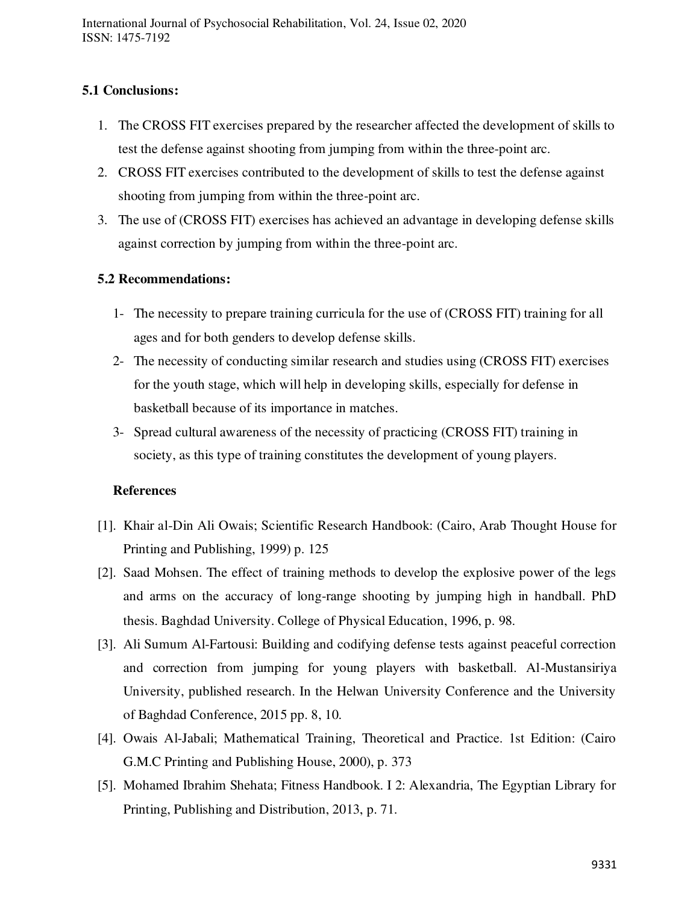### 5.1 Conclusions:

1. The CROSS FIT exercises prepared by the researcher affected the development of skills to test the defense against shooting from jumping from within the three-point arc.
2. CROSS FIT exercises contributed to the development of skills to test the defense against shooting from jumping from within the three-point arc.
3. The use of (CROSS FIT) exercises has achieved an advantage in developing defense skills against correction by jumping from within the three-point arc.

### 5.2 Recommendations:

1- The necessity to prepare training curricula for the use of (CROSS FIT) training for all ages and for both genders to develop defense skills.

2- The necessity of conducting similar research and studies using (CROSS FIT) exercises for the youth stage, which will help in developing skills, especially for defense in basketball because of its importance in matches.

3- Spread cultural awareness of the necessity of practicing (CROSS FIT) training in society, as this type of training constitutes the development of young players.

### References

[1]. Khair al-Din Ali Owais; Scientific Research Handbook: (Cairo, Arab Thought House for Printing and Publishing, 1999) p. 125

[2]. Saad Mohsen. The effect of training methods to develop the explosive power of the legs and arms on the accuracy of long-range shooting by jumping high in handball. PhD thesis. Baghdad University. College of Physical Education, 1996, p. 98.

[3]. Ali Sumum Al-Fartousi: Building and codifying defense tests against peaceful correction and correction from jumping for young players with basketball. Al-Mustansiriya University, published research. In the Helwan University Conference and the University of Baghdad Conference, 2015 pp. 8, 10.

[4]. Owais Al-Jabali; Mathematical Training, Theoretical and Practice. 1st Edition: (Cairo G.M.C Printing and Publishing House, 2000), p. 373

[5]. Mohamed Ibrahim Shehata; Fitness Handbook. I 2: Alexandria, The Egyptian Library for Printing, Publishing and Distribution, 2013, p. 71.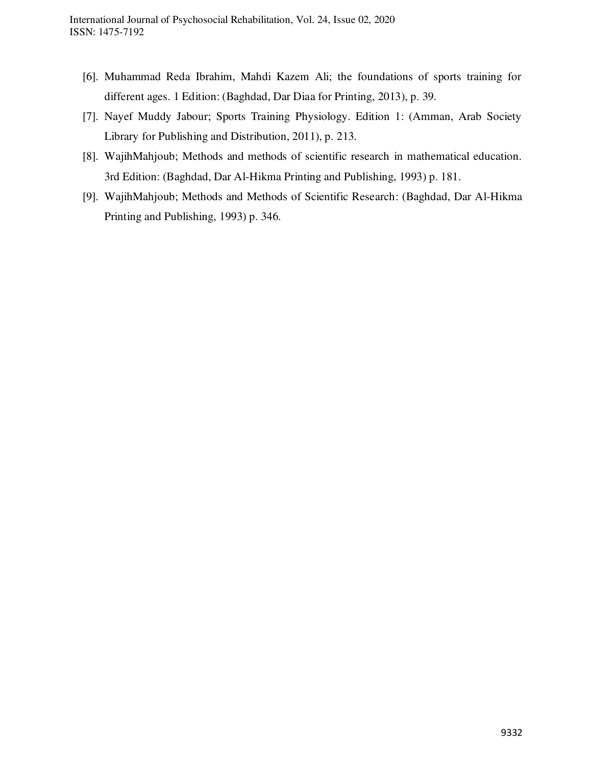[6]. Muhammad Reda Ibrahim, Mahdi Kazem Ali; the foundations of sports training for different ages. 1 Edition: (Baghdad, Dar Diaa for Printing, 2013), p. 39.

[7]. Nayef Muddy Jabour; Sports Training Physiology. Edition 1: (Amman, Arab Society Library for Publishing and Distribution, 2011), p. 213.

[8]. WajihMahjoub; Methods and methods of scientific research in mathematical education. 3rd Edition: (Baghdad, Dar Al-Hikma Printing and Publishing, 1993) p. 181.

[9]. WajihMahjoub; Methods and Methods of Scientific Research: (Baghdad, Dar Al-Hikma Printing and Publishing, 1993) p. 346.